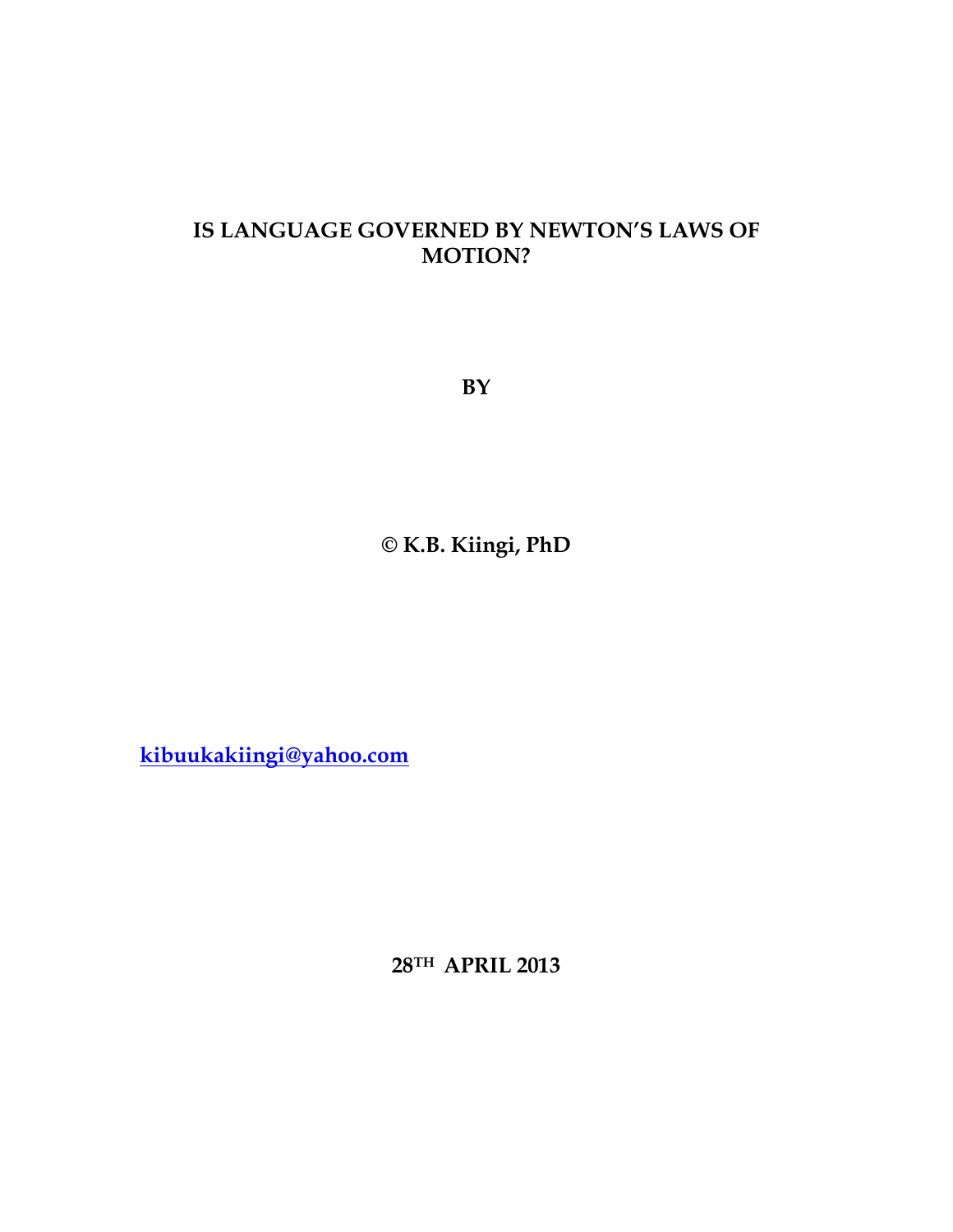# IS LANGUAGE GOVERNED BY NEWTON'S LAWS OF MOTION?

**BY**

**© K.B. Kiingi, PhD**

[kibuukakiingi@yahoo.com](mailto:kibuukakiingi@yahoo.com)

**28TH APRIL 2013**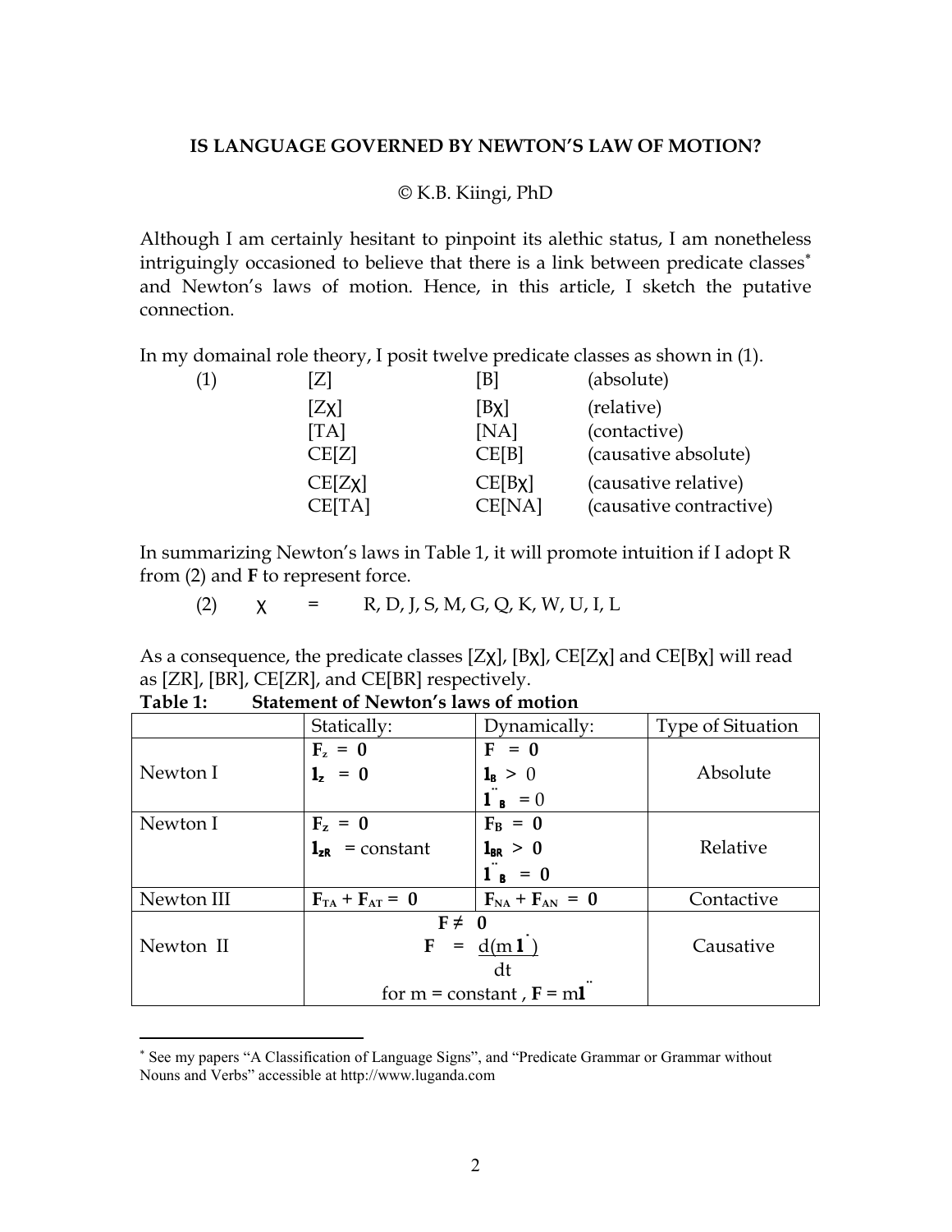**IS LANGUAGE GOVERNED BY NEWTON'S LAW OF MOTION?**

© K.B. Kiingi, PhD

Although I am certainly hesitant to pinpoint its alethic status, I am nonetheless intriguingly occasioned to believe that there is a link between predicate classes* and Newton's laws of motion. Hence, in this article, I sketch the putative connection.

In my domainal role theory, I posit twelve predicate classes as shown in (1).

| (1) | [Z] | [B] | (absolute) |
|---|---|---|---|
| | [Zχ] | [Bχ] | (relative) |
| | [TA] | [NA] | (contactive) |
| | CE[Z] | CE[B] | (causative absolute) |
| | CE[Zχ] | CE[Bχ] | (causative relative) |
| | CE[TA] | CE[NA] | (causative contractive) |

In summarizing Newton's laws in Table 1, it will promote intuition if I adopt R from (2) and **F** to represent force.

(2) $\chi$ = R, D, J, S, M, G, Q, K, W, U, I, L

As a consequence, the predicate classes [Zχ], [Bχ], CE[Zχ] and CE[Bχ] will read as [ZR], [BR], CE[ZR], and CE[BR] respectively.

**Table 1: Statement of Newton's laws of motion**

| | Statically: | Dynamically: | Type of Situation |
|---|---|---|---|
| Newton I | $\mathbf{F}_z = \mathbf{0}$ <br> $\mathbf{l}_z = \mathbf{0}$ | $\mathbf{F} = \mathbf{0}$ <br> $\mathbf{l}_B > 0$ <br> $\ddot{\mathbf{l}}_B = 0$ | Absolute |
| Newton I | $\mathbf{F}_Z = \mathbf{0}$ <br> $\mathbf{l}_{ZR}$ = constant | $\mathbf{F}_B = \mathbf{0}$ <br> $\mathbf{l}_{BR} > \mathbf{0}$ <br> $\ddot{\mathbf{l}}_B = \mathbf{0}$ | Relative |
| Newton III | $\mathbf{F}_{TA} + \mathbf{F}_{AT} = \mathbf{0}$ | $\mathbf{F}_{NA} + \mathbf{F}_{AN} = \mathbf{0}$ | Contactive |
| Newton II | $\mathbf{F} \neq \mathbf{0}$ <br> $\mathbf{F} = \dfrac{d(m\dot{\mathbf{l}})}{dt}$ <br> for m = constant , $\mathbf{F} = m\ddot{\mathbf{l}}$ | | Causative |

\* See my papers "A Classification of Language Signs", and "Predicate Grammar or Grammar without Nouns and Verbs" accessible at http://www.luganda.com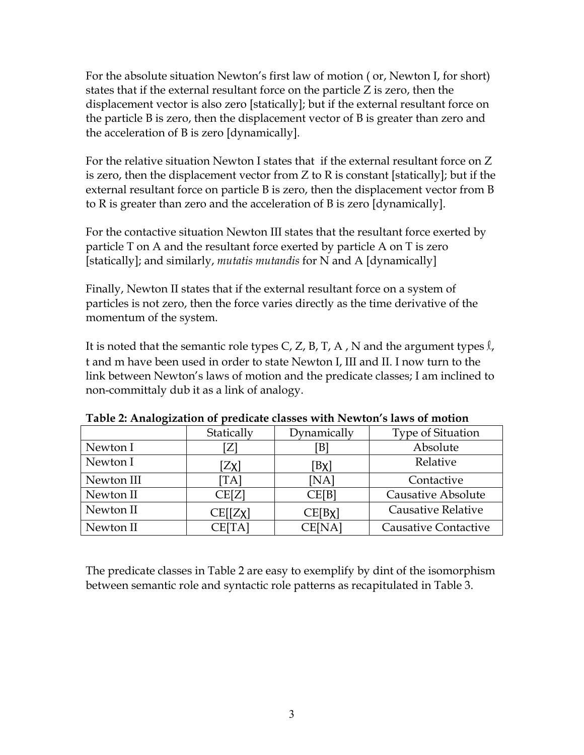For the absolute situation Newton's first law of motion ( or, Newton I, for short) states that if the external resultant force on the particle Z is zero, then the displacement vector is also zero [statically]; but if the external resultant force on the particle B is zero, then the displacement vector of B is greater than zero and the acceleration of B is zero [dynamically].

For the relative situation Newton I states that if the external resultant force on Z is zero, then the displacement vector from Z to R is constant [statically]; but if the external resultant force on particle B is zero, then the displacement vector from B to R is greater than zero and the acceleration of B is zero [dynamically].

For the contactive situation Newton III states that the resultant force exerted by particle T on A and the resultant force exerted by particle A on T is zero [statically]; and similarly, *mutatis mutandis* for N and A [dynamically]

Finally, Newton II states that if the external resultant force on a system of particles is not zero, then the force varies directly as the time derivative of the momentum of the system.

It is noted that the semantic role types C, Z, B, T, A , N and the argument types $\ell$, t and m have been used in order to state Newton I, III and II. I now turn to the link between Newton's laws of motion and the predicate classes; I am inclined to non-committaly dub it as a link of analogy.

**Table 2: Analogization of predicate classes with Newton's laws of motion**

| | Statically | Dynamically | Type of Situation |
|---|---|---|---|
| Newton I | [Z] | [B] | Absolute |
| Newton I | [Zχ] | [Bχ] | Relative |
| Newton III | [TA] | [NA] | Contactive |
| Newton II | CE[Z] | CE[B] | Causative Absolute |
| Newton II | CE[[Zχ] | CE[Bχ] | Causative Relative |
| Newton II | CE[TA] | CE[NA] | Causative Contactive |

The predicate classes in Table 2 are easy to exemplify by dint of the isomorphism between semantic role and syntactic role patterns as recapitulated in Table 3.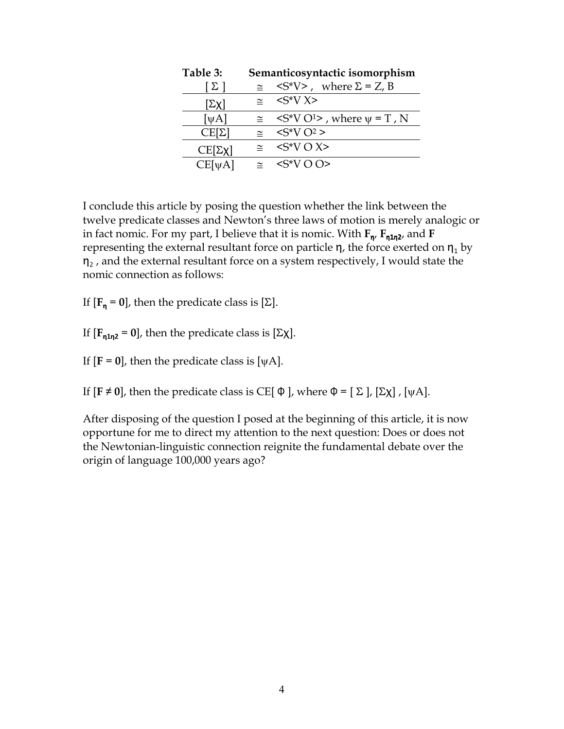| Table 3: | | Semanticosyntactic isomorphism |
| --- | --- | --- |
| $[\Sigma]$ | $\cong$ | <S*V> , where $\Sigma$ = Z, B |
| $[\Sigma\chi]$ | $\cong$ | <S*V X> |
| $[\psi A]$ | $\cong$ | <S*V $O^1$> , where $\psi$ = T , N |
| $CE[\Sigma]$ | $\cong$ | <S*V $O^2$ > |
| $CE[\Sigma\chi]$ | $\cong$ | <S*V O X> |
| $CE[\psi A]$ | $\cong$ | <S*V O O> |

I conclude this article by posing the question whether the link between the twelve predicate classes and Newton's three laws of motion is merely analogic or in fact nomic. For my part, I believe that it is nomic. With $\mathbf{F}_\eta$, $\mathbf{F}_{\eta1\eta2}$, and $\mathbf{F}$ representing the external resultant force on particle $\eta$, the force exerted on $\eta_1$ by $\eta_2$ , and the external resultant force on a system respectively, I would state the nomic connection as follows:

If $[\mathbf{F}_\eta = \mathbf{0}]$, then the predicate class is $[\Sigma]$.

If $[\mathbf{F}_{\eta1\eta2} = \mathbf{0}]$, then the predicate class is $[\Sigma\chi]$.

If $[\mathbf{F} = \mathbf{0}]$, then the predicate class is $[\psi A]$.

If $[\mathbf{F} \neq \mathbf{0}]$, then the predicate class is $CE[\,\Phi\,]$, where $\Phi = [\,\Sigma\,]$, $[\Sigma\chi]$ , $[\psi A]$.

After disposing of the question I posed at the beginning of this article, it is now opportune for me to direct my attention to the next question: Does or does not the Newtonian-linguistic connection reignite the fundamental debate over the origin of language 100,000 years ago?